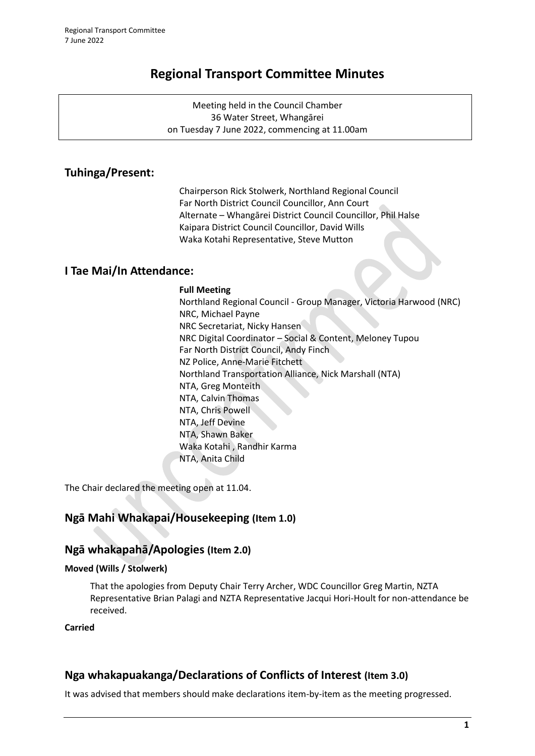# Regional Transport Committee Minutes

Meeting held in the Council Chamber
36 Water Street, Whangārei
on Tuesday 7 June 2022, commencing at 11.00am

## Tuhinga/Present:

Chairperson Rick Stolwerk, Northland Regional Council
Far North District Council Councillor, Ann Court
Alternate – Whangārei District Council Councillor, Phil Halse
Kaipara District Council Councillor, David Wills
Waka Kotahi Representative, Steve Mutton

## I Tae Mai/In Attendance:

**Full Meeting**
Northland Regional Council - Group Manager, Victoria Harwood (NRC)
NRC, Michael Payne
NRC Secretariat, Nicky Hansen
NRC Digital Coordinator – Social & Content, Meloney Tupou
Far North District Council, Andy Finch
NZ Police, Anne-Marie Fitchett
Northland Transportation Alliance, Nick Marshall (NTA)
NTA, Greg Monteith
NTA, Calvin Thomas
NTA, Chris Powell
NTA, Jeff Devine
NTA, Shawn Baker
Waka Kotahi , Randhir Karma
NTA, Anita Child

The Chair declared the meeting open at 11.04.

## Ngā Mahi Whakapai/Housekeeping (Item 1.0)

## Ngā whakapahā/Apologies (Item 2.0)

**Moved (Wills / Stolwerk)**

That the apologies from Deputy Chair Terry Archer, WDC Councillor Greg Martin, NZTA Representative Brian Palagi and NZTA Representative Jacqui Hori-Hoult for non-attendance be received.

**Carried**

## Nga whakapuakanga/Declarations of Conflicts of Interest (Item 3.0)

It was advised that members should make declarations item-by-item as the meeting progressed.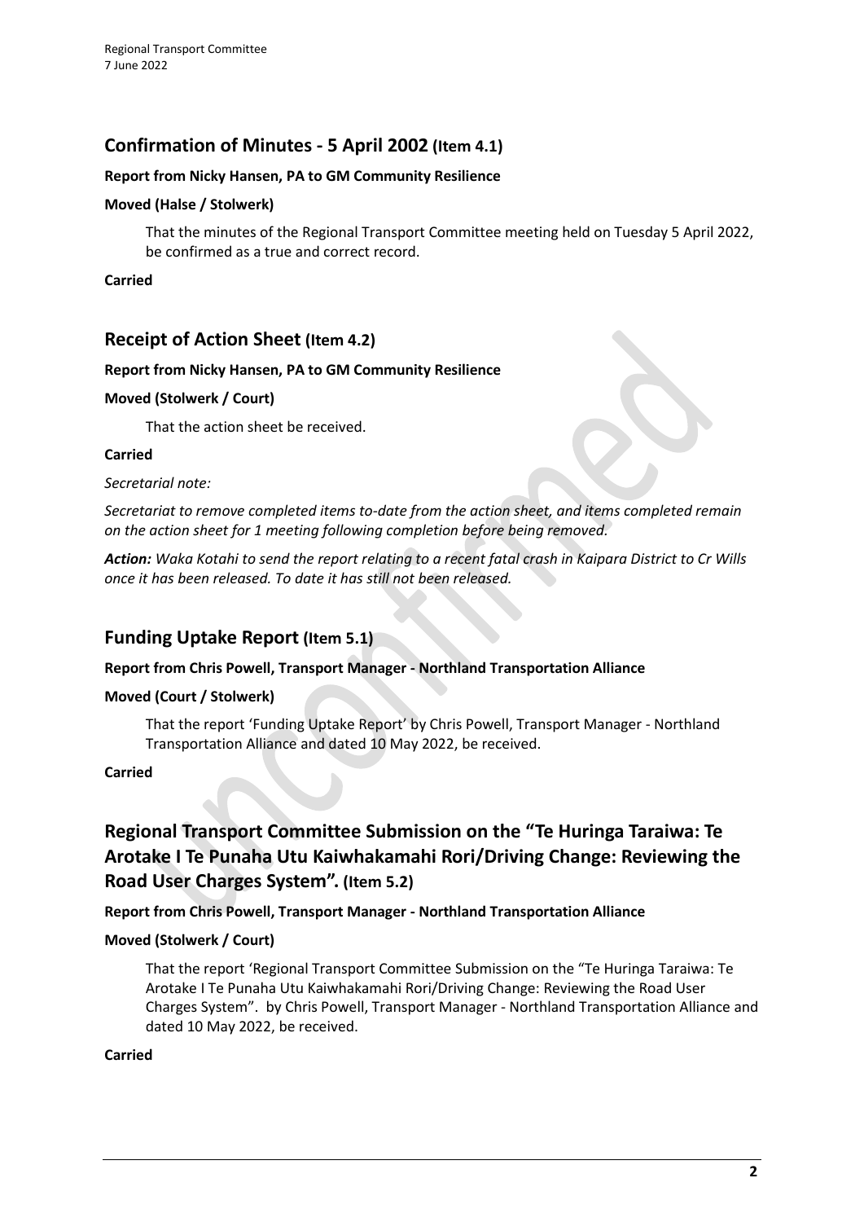## Confirmation of Minutes - 5 April 2002 (Item 4.1)

**Report from Nicky Hansen, PA to GM Community Resilience**

**Moved (Halse / Stolwerk)**

That the minutes of the Regional Transport Committee meeting held on Tuesday 5 April 2022, be confirmed as a true and correct record.

**Carried**

## Receipt of Action Sheet (Item 4.2)

**Report from Nicky Hansen, PA to GM Community Resilience**

**Moved (Stolwerk / Court)**

That the action sheet be received.

**Carried**

*Secretarial note:*

*Secretariat to remove completed items to-date from the action sheet, and items completed remain on the action sheet for 1 meeting following completion before being removed.*

***Action:*** *Waka Kotahi to send the report relating to a recent fatal crash in Kaipara District to Cr Wills once it has been released. To date it has still not been released.*

## Funding Uptake Report (Item 5.1)

**Report from Chris Powell, Transport Manager - Northland Transportation Alliance**

**Moved (Court / Stolwerk)**

That the report 'Funding Uptake Report' by Chris Powell, Transport Manager - Northland Transportation Alliance and dated 10 May 2022, be received.

**Carried**

## Regional Transport Committee Submission on the "Te Huringa Taraiwa: Te Arotake I Te Punaha Utu Kaiwhakamahi Rori/Driving Change: Reviewing the Road User Charges System". (Item 5.2)

**Report from Chris Powell, Transport Manager - Northland Transportation Alliance**

**Moved (Stolwerk / Court)**

That the report 'Regional Transport Committee Submission on the "Te Huringa Taraiwa: Te Arotake I Te Punaha Utu Kaiwhakamahi Rori/Driving Change: Reviewing the Road User Charges System". by Chris Powell, Transport Manager - Northland Transportation Alliance and dated 10 May 2022, be received.

**Carried**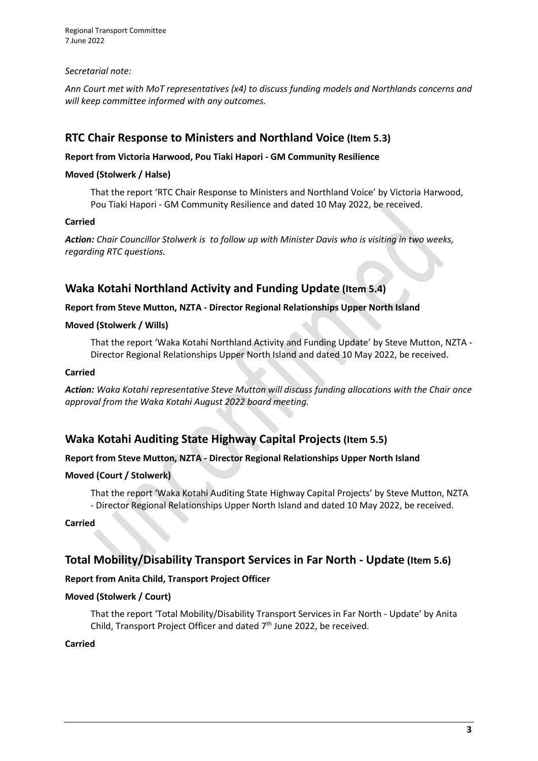*Secretarial note:*

*Ann Court met with MoT representatives (x4) to discuss funding models and Northlands concerns and will keep committee informed with any outcomes.*

## RTC Chair Response to Ministers and Northland Voice (Item 5.3)

**Report from Victoria Harwood, Pou Tiaki Hapori - GM Community Resilience**

**Moved (Stolwerk / Halse)**

That the report 'RTC Chair Response to Ministers and Northland Voice' by Victoria Harwood, Pou Tiaki Hapori - GM Community Resilience and dated 10 May 2022, be received.

**Carried**

***Action:*** *Chair Councillor Stolwerk is to follow up with Minister Davis who is visiting in two weeks, regarding RTC questions.*

## Waka Kotahi Northland Activity and Funding Update (Item 5.4)

**Report from Steve Mutton, NZTA - Director Regional Relationships Upper North Island**

**Moved (Stolwerk / Wills)**

That the report 'Waka Kotahi Northland Activity and Funding Update' by Steve Mutton, NZTA - Director Regional Relationships Upper North Island and dated 10 May 2022, be received.

**Carried**

***Action:*** *Waka Kotahi representative Steve Mutton will discuss funding allocations with the Chair once approval from the Waka Kotahi August 2022 board meeting.*

## Waka Kotahi Auditing State Highway Capital Projects (Item 5.5)

**Report from Steve Mutton, NZTA - Director Regional Relationships Upper North Island**

**Moved (Court / Stolwerk)**

That the report 'Waka Kotahi Auditing State Highway Capital Projects' by Steve Mutton, NZTA - Director Regional Relationships Upper North Island and dated 10 May 2022, be received.

**Carried**

## Total Mobility/Disability Transport Services in Far North - Update (Item 5.6)

**Report from Anita Child, Transport Project Officer**

**Moved (Stolwerk / Court)**

That the report 'Total Mobility/Disability Transport Services in Far North - Update' by Anita Child, Transport Project Officer and dated 7th June 2022, be received.

**Carried**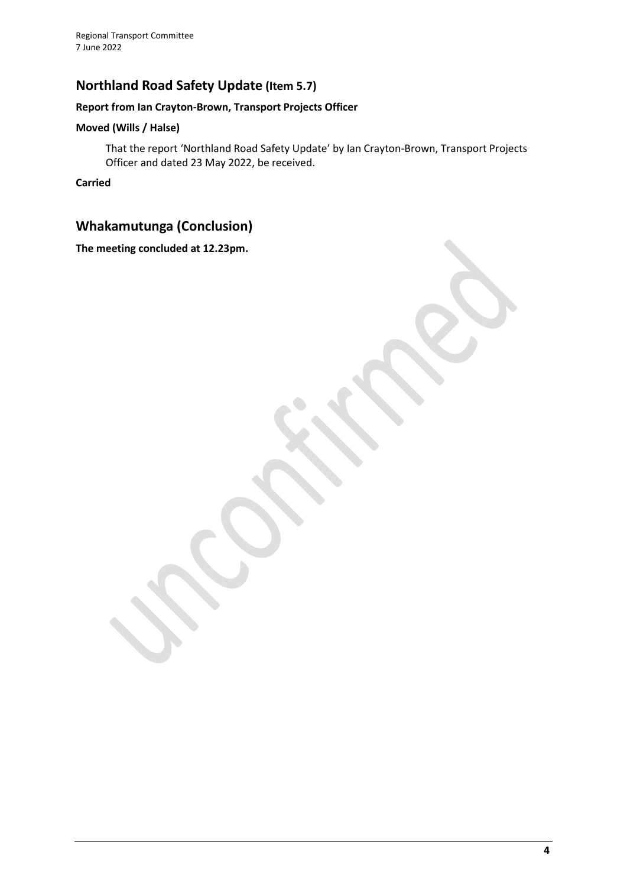## Northland Road Safety Update (Item 5.7)

**Report from Ian Crayton-Brown, Transport Projects Officer**

**Moved (Wills / Halse)**

That the report 'Northland Road Safety Update' by Ian Crayton-Brown, Transport Projects Officer and dated 23 May 2022, be received.

**Carried**

## Whakamutunga (Conclusion)

**The meeting concluded at 12.23pm.**